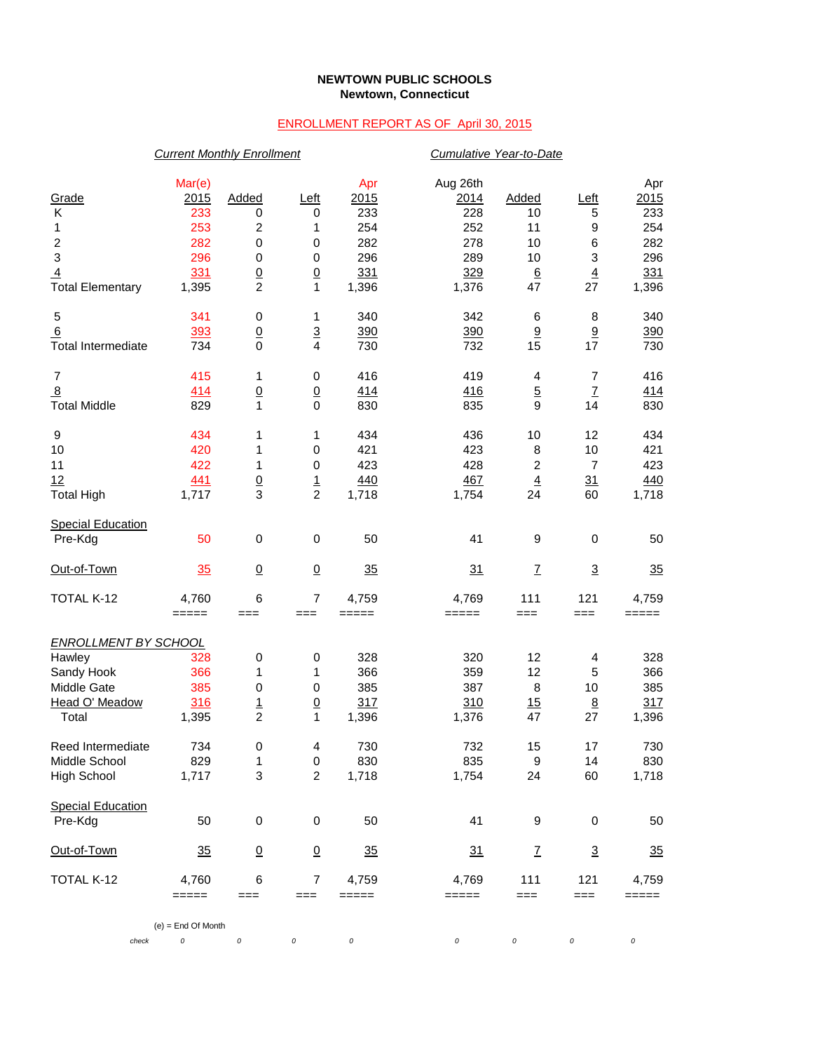**NEWTOWN PUBLIC SCHOOLS**
**Newtown, Connecticut**

ENROLLMENT REPORT AS OF April 30, 2015

| | *Current Monthly Enrollment* | | | | *Cumulative Year-to-Date* | | | |
|---|---|---|---|---|---|---|---|---|
| Grade | Mar(e) 2015 | Added | Left | Apr 2015 | Aug 26th 2014 | Added | Left | Apr 2015 |
| K | 233 | 0 | 0 | 233 | 228 | 10 | 5 | 233 |
| 1 | 253 | 2 | 1 | 254 | 252 | 11 | 9 | 254 |
| 2 | 282 | 0 | 0 | 282 | 278 | 10 | 6 | 282 |
| 3 | 296 | 0 | 0 | 296 | 289 | 10 | 3 | 296 |
| 4 | 331 | 0 | 0 | 331 | 329 | 6 | 4 | 331 |
| Total Elementary | 1,395 | 2 | 1 | 1,396 | 1,376 | 47 | 27 | 1,396 |
| | | | | | | | | |
| 5 | 341 | 0 | 1 | 340 | 342 | 6 | 8 | 340 |
| 6 | 393 | 0 | 3 | 390 | 390 | 9 | 9 | 390 |
| Total Intermediate | 734 | 0 | 4 | 730 | 732 | 15 | 17 | 730 |
| | | | | | | | | |
| 7 | 415 | 1 | 0 | 416 | 419 | 4 | 7 | 416 |
| 8 | 414 | 0 | 0 | 414 | 416 | 5 | 7 | 414 |
| Total Middle | 829 | 1 | 0 | 830 | 835 | 9 | 14 | 830 |
| | | | | | | | | |
| 9 | 434 | 1 | 1 | 434 | 436 | 10 | 12 | 434 |
| 10 | 420 | 1 | 0 | 421 | 423 | 8 | 10 | 421 |
| 11 | 422 | 1 | 0 | 423 | 428 | 2 | 7 | 423 |
| 12 | 441 | 0 | 1 | 440 | 467 | 4 | 31 | 440 |
| Total High | 1,717 | 3 | 2 | 1,718 | 1,754 | 24 | 60 | 1,718 |
| | | | | | | | | |
| Special Education | | | | | | | | |
| Pre-Kdg | 50 | 0 | 0 | 50 | 41 | 9 | 0 | 50 |
| | | | | | | | | |
| Out-of-Town | 35 | 0 | 0 | 35 | 31 | 7 | 3 | 35 |
| | | | | | | | | |
| TOTAL K-12 | 4,760 | 6 | 7 | 4,759 | 4,769 | 111 | 121 | 4,759 |
| | ===== | === | === | ===== | ===== | === | === | ===== |
| *ENROLLMENT BY SCHOOL* | | | | | | | | |
| Hawley | 328 | 0 | 0 | 328 | 320 | 12 | 4 | 328 |
| Sandy Hook | 366 | 1 | 1 | 366 | 359 | 12 | 5 | 366 |
| Middle Gate | 385 | 0 | 0 | 385 | 387 | 8 | 10 | 385 |
| Head O' Meadow | 316 | 1 | 0 | 317 | 310 | 15 | 8 | 317 |
| Total | 1,395 | 2 | 1 | 1,396 | 1,376 | 47 | 27 | 1,396 |
| | | | | | | | | |
| Reed Intermediate | 734 | 0 | 4 | 730 | 732 | 15 | 17 | 730 |
| Middle School | 829 | 1 | 0 | 830 | 835 | 9 | 14 | 830 |
| High School | 1,717 | 3 | 2 | 1,718 | 1,754 | 24 | 60 | 1,718 |
| | | | | | | | | |
| Special Education | | | | | | | | |
| Pre-Kdg | 50 | 0 | 0 | 50 | 41 | 9 | 0 | 50 |
| | | | | | | | | |
| Out-of-Town | 35 | 0 | 0 | 35 | 31 | 7 | 3 | 35 |
| | | | | | | | | |
| TOTAL K-12 | 4,760 | 6 | 7 | 4,759 | 4,769 | 111 | 121 | 4,759 |
| | ===== | === | === | ===== | ===== | === | === | ===== |

(e) = End Of Month

| check | 0 | 0 | 0 | 0 | 0 | 0 | 0 | 0 |
|---|---|---|---|---|---|---|---|---|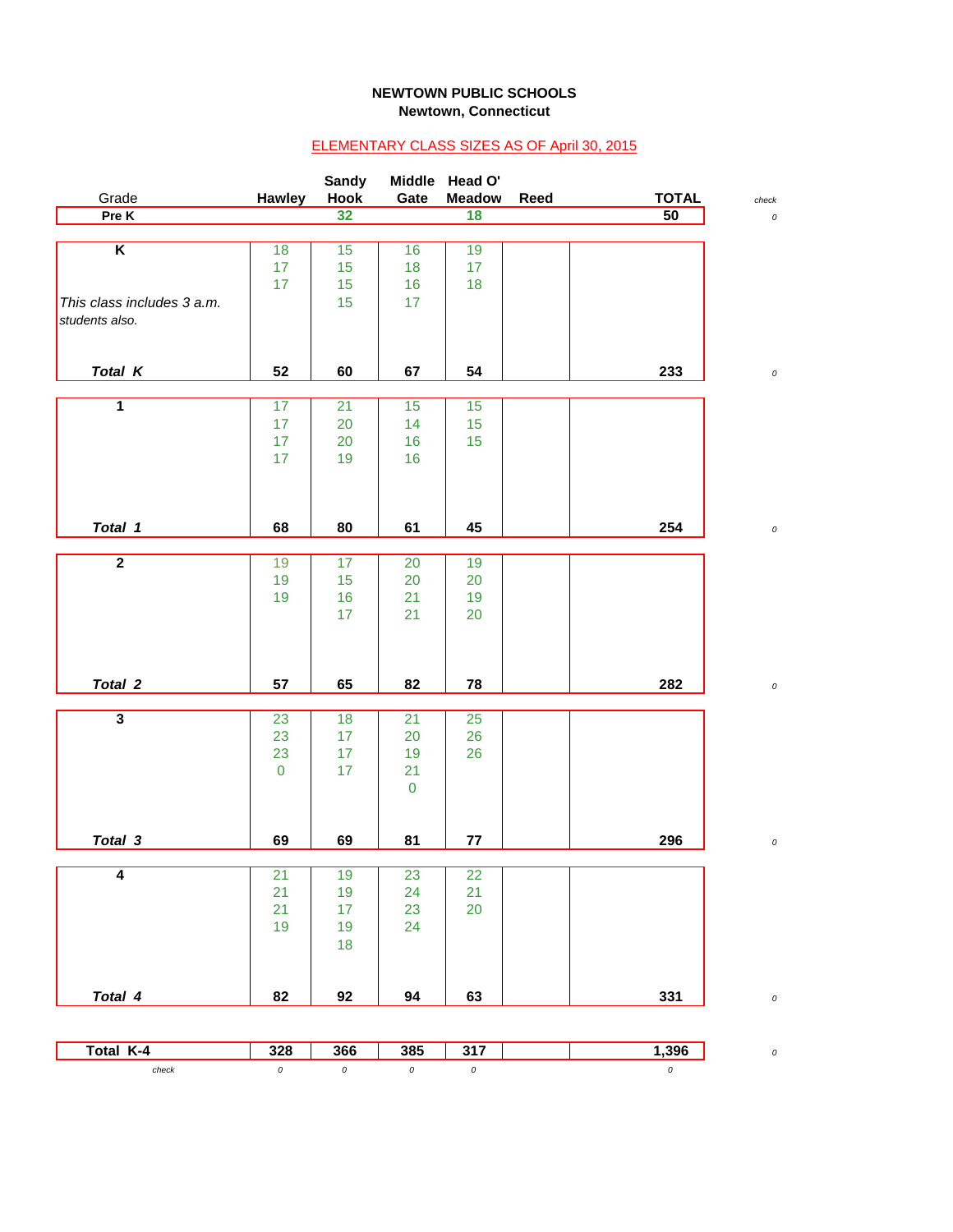# NEWTOWN PUBLIC SCHOOLS
## Newtown, Connecticut

ELEMENTARY CLASS SIZES AS OF April 30, 2015

| Grade | Hawley | Sandy Hook | Middle Gate | Head O' Meadow | Reed | TOTAL | check |
|---|---|---|---|---|---|---|---|
| **Pre K** | | 32 | | 18 | | **50** | 0 |
| **K** | 18 | 15 | 16 | 19 | | | |
| | 17 | 15 | 18 | 17 | | | |
| | 17 | 15 | 16 | 18 | | | |
| *This class includes 3 a.m. students also.* | | 15 | 17 | | | | |
| ***Total K*** | **52** | **60** | **67** | **54** | | **233** | 0 |
| **1** | 17 | 21 | 15 | 15 | | | |
| | 17 | 20 | 14 | 15 | | | |
| | 17 | 20 | 16 | 15 | | | |
| | 17 | 19 | 16 | | | | |
| ***Total 1*** | **68** | **80** | **61** | **45** | | **254** | 0 |
| **2** | 19 | 17 | 20 | 19 | | | |
| | 19 | 15 | 20 | 20 | | | |
| | 19 | 16 | 21 | 19 | | | |
| | | 17 | 21 | 20 | | | |
| ***Total 2*** | **57** | **65** | **82** | **78** | | **282** | 0 |
| **3** | 23 | 18 | 21 | 25 | | | |
| | 23 | 17 | 20 | 26 | | | |
| | 23 | 17 | 19 | 26 | | | |
| | 0 | 17 | 21 | | | | |
| | | | 0 | | | | |
| ***Total 3*** | **69** | **69** | **81** | **77** | | **296** | 0 |
| **4** | 21 | 19 | 23 | 22 | | | |
| | 21 | 19 | 24 | 21 | | | |
| | 21 | 17 | 23 | 20 | | | |
| | 19 | 19 | 24 | | | | |
| | | 18 | | | | | |
| ***Total 4*** | **82** | **92** | **94** | **63** | | **331** | 0 |
| **Total K-4** | **328** | **366** | **385** | **317** | | **1,396** | 0 |
| *check* | *0* | *0* | *0* | *0* | | *0* | |